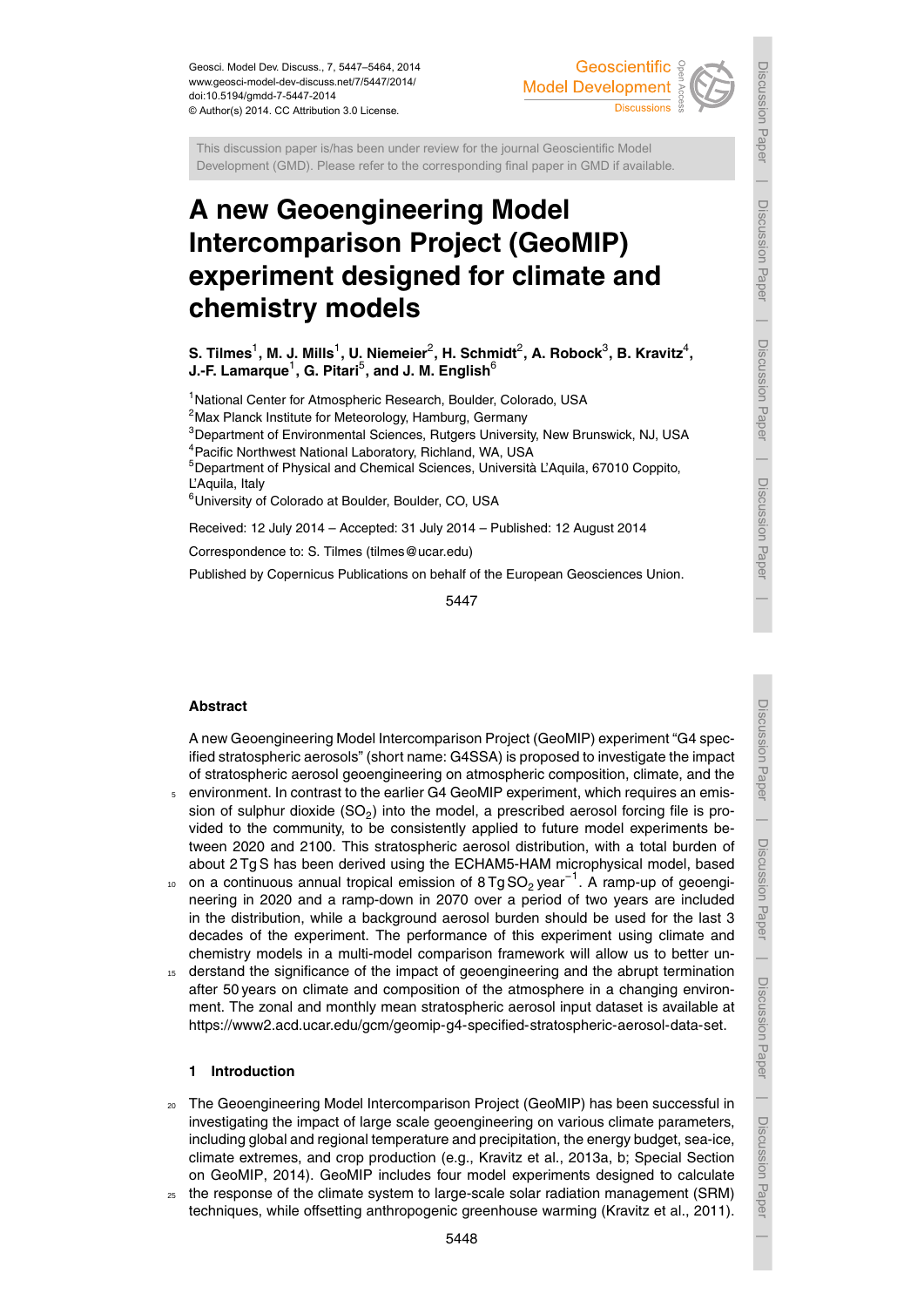This discussion paper is/has been under review for the journal Geoscientific Model Development (GMD). Please refer to the corresponding final paper in GMD if available.

# A new Geoengineering Model Intercomparison Project (GeoMIP) experiment designed for climate and chemistry models

**S. Tilmes[1], M. J. Mills[1], U. Niemeier[2], H. Schmidt[2], A. Robock[3], B. Kravitz[4], J.-F. Lamarque[1], G. Pitari[5], and J. M. English[6]**

[1]National Center for Atmospheric Research, Boulder, Colorado, USA
[2]Max Planck Institute for Meteorology, Hamburg, Germany
[3]Department of Environmental Sciences, Rutgers University, New Brunswick, NJ, USA
[4]Pacific Northwest National Laboratory, Richland, WA, USA
[5]Department of Physical and Chemical Sciences, Università L'Aquila, 67010 Coppito, L'Aquila, Italy
[6]University of Colorado at Boulder, Boulder, CO, USA

Received: 12 July 2014 – Accepted: 31 July 2014 – Published: 12 August 2014

Correspondence to: S. Tilmes (tilmes@ucar.edu)

Published by Copernicus Publications on behalf of the European Geosciences Union.

## Abstract

A new Geoengineering Model Intercomparison Project (GeoMIP) experiment "G4 specified stratospheric aerosols" (short name: G4SSA) is proposed to investigate the impact of stratospheric aerosol geoengineering on atmospheric composition, climate, and the environment. In contrast to the earlier G4 GeoMIP experiment, which requires an emission of sulphur dioxide ($SO_2$) into the model, a prescribed aerosol forcing file is provided to the community, to be consistently applied to future model experiments between 2020 and 2100. This stratospheric aerosol distribution, with a total burden of about 2 Tg S has been derived using the ECHAM5-HAM microphysical model, based on a continuous annual tropical emission of 8 Tg $SO_2$ year$^{-1}$. A ramp-up of geoengineering in 2020 and a ramp-down in 2070 over a period of two years are included in the distribution, while a background aerosol burden should be used for the last 3 decades of the experiment. The performance of this experiment using climate and chemistry models in a multi-model comparison framework will allow us to better understand the significance of the impact of geoengineering and the abrupt termination after 50 years on climate and composition of the atmosphere in a changing environment. The zonal and monthly mean stratospheric aerosol input dataset is available at https://www2.acd.ucar.edu/gcm/geomip-g4-specified-stratospheric-aerosol-data-set.

## 1 Introduction

The Geoengineering Model Intercomparison Project (GeoMIP) has been successful in investigating the impact of large scale geoengineering on various climate parameters, including global and regional temperature and precipitation, the energy budget, sea-ice, climate extremes, and crop production (e.g., Kravitz et al., 2013a, b; Special Section on GeoMIP, 2014). GeoMIP includes four model experiments designed to calculate the response of the climate system to large-scale solar radiation management (SRM) techniques, while offsetting anthropogenic greenhouse warming (Kravitz et al., 2011).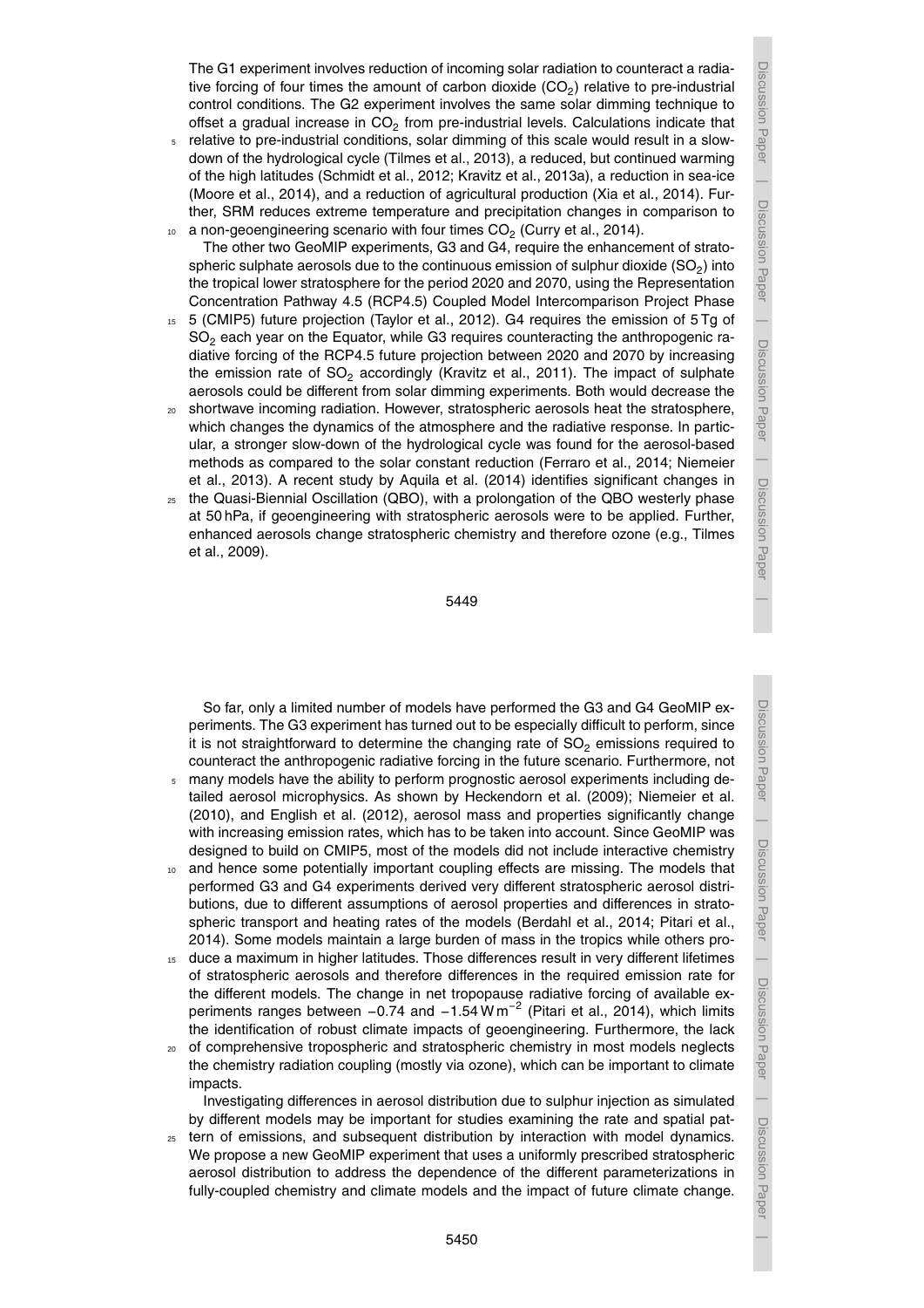The G1 experiment involves reduction of incoming solar radiation to counteract a radiative forcing of four times the amount of carbon dioxide ($CO_2$) relative to pre-industrial control conditions. The G2 experiment involves the same solar dimming technique to offset a gradual increase in $CO_2$ from pre-industrial levels. Calculations indicate that relative to pre-industrial conditions, solar dimming of this scale would result in a slow-down of the hydrological cycle (Tilmes et al., 2013), a reduced, but continued warming of the high latitudes (Schmidt et al., 2012; Kravitz et al., 2013a), a reduction in sea-ice (Moore et al., 2014), and a reduction of agricultural production (Xia et al., 2014). Further, SRM reduces extreme temperature and precipitation changes in comparison to a non-geoengineering scenario with four times $CO_2$ (Curry et al., 2014).

The other two GeoMIP experiments, G3 and G4, require the enhancement of stratospheric sulphate aerosols due to the continuous emission of sulphur dioxide ($SO_2$) into the tropical lower stratosphere for the period 2020 and 2070, using the Representation Concentration Pathway 4.5 (RCP4.5) Coupled Model Intercomparison Project Phase 5 (CMIP5) future projection (Taylor et al., 2012). G4 requires the emission of 5 Tg of $SO_2$ each year on the Equator, while G3 requires counteracting the anthropogenic radiative forcing of the RCP4.5 future projection between 2020 and 2070 by increasing the emission rate of $SO_2$ accordingly (Kravitz et al., 2011). The impact of sulphate aerosols could be different from solar dimming experiments. Both would decrease the shortwave incoming radiation. However, stratospheric aerosols heat the stratosphere, which changes the dynamics of the atmosphere and the radiative response. In particular, a stronger slow-down of the hydrological cycle was found for the aerosol-based methods as compared to the solar constant reduction (Ferraro et al., 2014; Niemeier et al., 2013). A recent study by Aquila et al. (2014) identifies significant changes in the Quasi-Biennial Oscillation (QBO), with a prolongation of the QBO westerly phase at 50 hPa, if geoengineering with stratospheric aerosols were to be applied. Further, enhanced aerosols change stratospheric chemistry and therefore ozone (e.g., Tilmes et al., 2009).

So far, only a limited number of models have performed the G3 and G4 GeoMIP experiments. The G3 experiment has turned out to be especially difficult to perform, since it is not straightforward to determine the changing rate of $SO_2$ emissions required to counteract the anthropogenic radiative forcing in the future scenario. Furthermore, not many models have the ability to perform prognostic aerosol experiments including detailed aerosol microphysics. As shown by Heckendorn et al. (2009); Niemeier et al. (2010), and English et al. (2012), aerosol mass and properties significantly change with increasing emission rates, which has to be taken into account. Since GeoMIP was designed to build on CMIP5, most of the models did not include interactive chemistry and hence some potentially important coupling effects are missing. The models that performed G3 and G4 experiments derived very different stratospheric aerosol distributions, due to different assumptions of aerosol properties and differences in stratospheric transport and heating rates of the models (Berdahl et al., 2014; Pitari et al., 2014). Some models maintain a large burden of mass in the tropics while others produce a maximum in higher latitudes. Those differences result in very different lifetimes of stratospheric aerosols and therefore differences in the required emission rate for the different models. The change in net tropopause radiative forcing of available experiments ranges between $-0.74$ and $-1.54\,\mathrm{W\,m^{-2}}$ (Pitari et al., 2014), which limits the identification of robust climate impacts of geoengineering. Furthermore, the lack of comprehensive tropospheric and stratospheric chemistry in most models neglects the chemistry radiation coupling (mostly via ozone), which can be important to climate impacts.

Investigating differences in aerosol distribution due to sulphur injection as simulated by different models may be important for studies examining the rate and spatial pattern of emissions, and subsequent distribution by interaction with model dynamics. We propose a new GeoMIP experiment that uses a uniformly prescribed stratospheric aerosol distribution to address the dependence of the different parameterizations in fully-coupled chemistry and climate models and the impact of future climate change.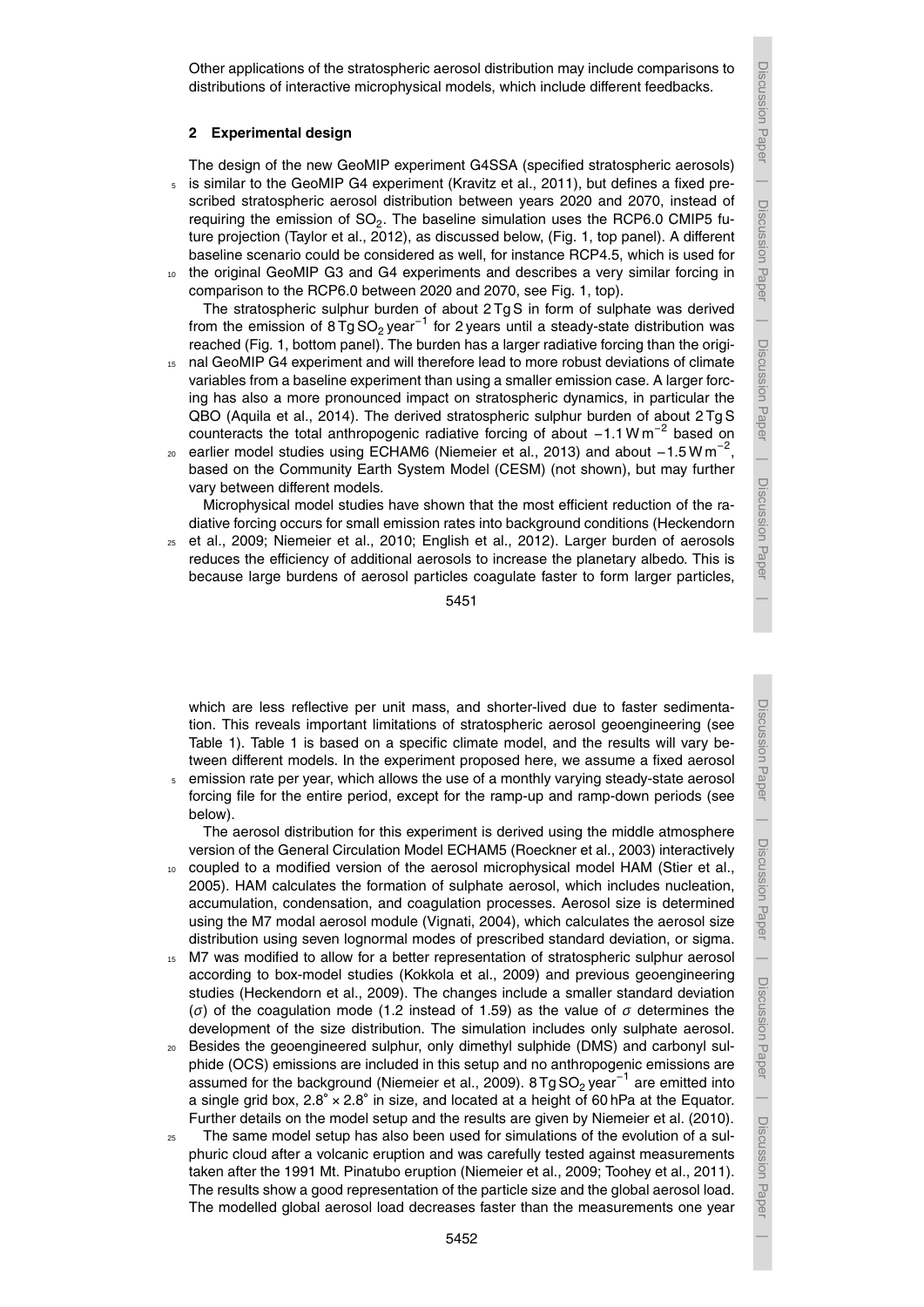Other applications of the stratospheric aerosol distribution may include comparisons to distributions of interactive microphysical models, which include different feedbacks.

## 2 Experimental design

The design of the new GeoMIP experiment G4SSA (specified stratospheric aerosols) is similar to the GeoMIP G4 experiment (Kravitz et al., 2011), but defines a fixed prescribed stratospheric aerosol distribution between years 2020 and 2070, instead of requiring the emission of $SO_2$. The baseline simulation uses the RCP6.0 CMIP5 future projection (Taylor et al., 2012), as discussed below, (Fig. 1, top panel). A different baseline scenario could be considered as well, for instance RCP4.5, which is used for the original GeoMIP G3 and G4 experiments and describes a very similar forcing in comparison to the RCP6.0 between 2020 and 2070, see Fig. 1, top).

The stratospheric sulphur burden of about 2 Tg S in form of sulphate was derived from the emission of 8 Tg $SO_2$ year$^{-1}$ for 2 years until a steady-state distribution was reached (Fig. 1, bottom panel). The burden has a larger radiative forcing than the original GeoMIP G4 experiment and will therefore lead to more robust deviations of climate variables from a baseline experiment than using a smaller emission case. A larger forcing has also a more pronounced impact on stratospheric dynamics, in particular the QBO (Aquila et al., 2014). The derived stratospheric sulphur burden of about 2 Tg S counteracts the total anthropogenic radiative forcing of about $-1.1$ W m$^{-2}$ based on earlier model studies using ECHAM6 (Niemeier et al., 2013) and about $-1.5$ W m$^{-2}$, based on the Community Earth System Model (CESM) (not shown), but may further vary between different models.

Microphysical model studies have shown that the most efficient reduction of the radiative forcing occurs for small emission rates into background conditions (Heckendorn et al., 2009; Niemeier et al., 2010; English et al., 2012). Larger burden of aerosols reduces the efficiency of additional aerosols to increase the planetary albedo. This is because large burdens of aerosol particles coagulate faster to form larger particles, which are less reflective per unit mass, and shorter-lived due to faster sedimentation. This reveals important limitations of stratospheric aerosol geoengineering (see Table 1). Table 1 is based on a specific climate model, and the results will vary between different models. In the experiment proposed here, we assume a fixed aerosol emission rate per year, which allows the use of a monthly varying steady-state aerosol forcing file for the entire period, except for the ramp-up and ramp-down periods (see below).

The aerosol distribution for this experiment is derived using the middle atmosphere version of the General Circulation Model ECHAM5 (Roeckner et al., 2003) interactively coupled to a modified version of the aerosol microphysical model HAM (Stier et al., 2005). HAM calculates the formation of sulphate aerosol, which includes nucleation, accumulation, condensation, and coagulation processes. Aerosol size is determined using the M7 modal aerosol module (Vignati, 2004), which calculates the aerosol size distribution using seven lognormal modes of prescribed standard deviation, or sigma. M7 was modified to allow for a better representation of stratospheric sulphur aerosol according to box-model studies (Kokkola et al., 2009) and previous geoengineering studies (Heckendorn et al., 2009). The changes include a smaller standard deviation ($\sigma$) of the coagulation mode (1.2 instead of 1.59) as the value of $\sigma$ determines the development of the size distribution. The simulation includes only sulphate aerosol. Besides the geoengineered sulphur, only dimethyl sulphide (DMS) and carbonyl sulphide (OCS) emissions are included in this setup and no anthropogenic emissions are assumed for the background (Niemeier et al., 2009). 8 Tg $SO_2$ year$^{-1}$ are emitted into a single grid box, $2.8^\circ \times 2.8^\circ$ in size, and located at a height of 60 hPa at the Equator. Further details on the model setup and the results are given by Niemeier et al. (2010).

The same model setup has also been used for simulations of the evolution of a sulphuric cloud after a volcanic eruption and was carefully tested against measurements taken after the 1991 Mt. Pinatubo eruption (Niemeier et al., 2009; Toohey et al., 2011). The results show a good representation of the particle size and the global aerosol load. The modelled global aerosol load decreases faster than the measurements one year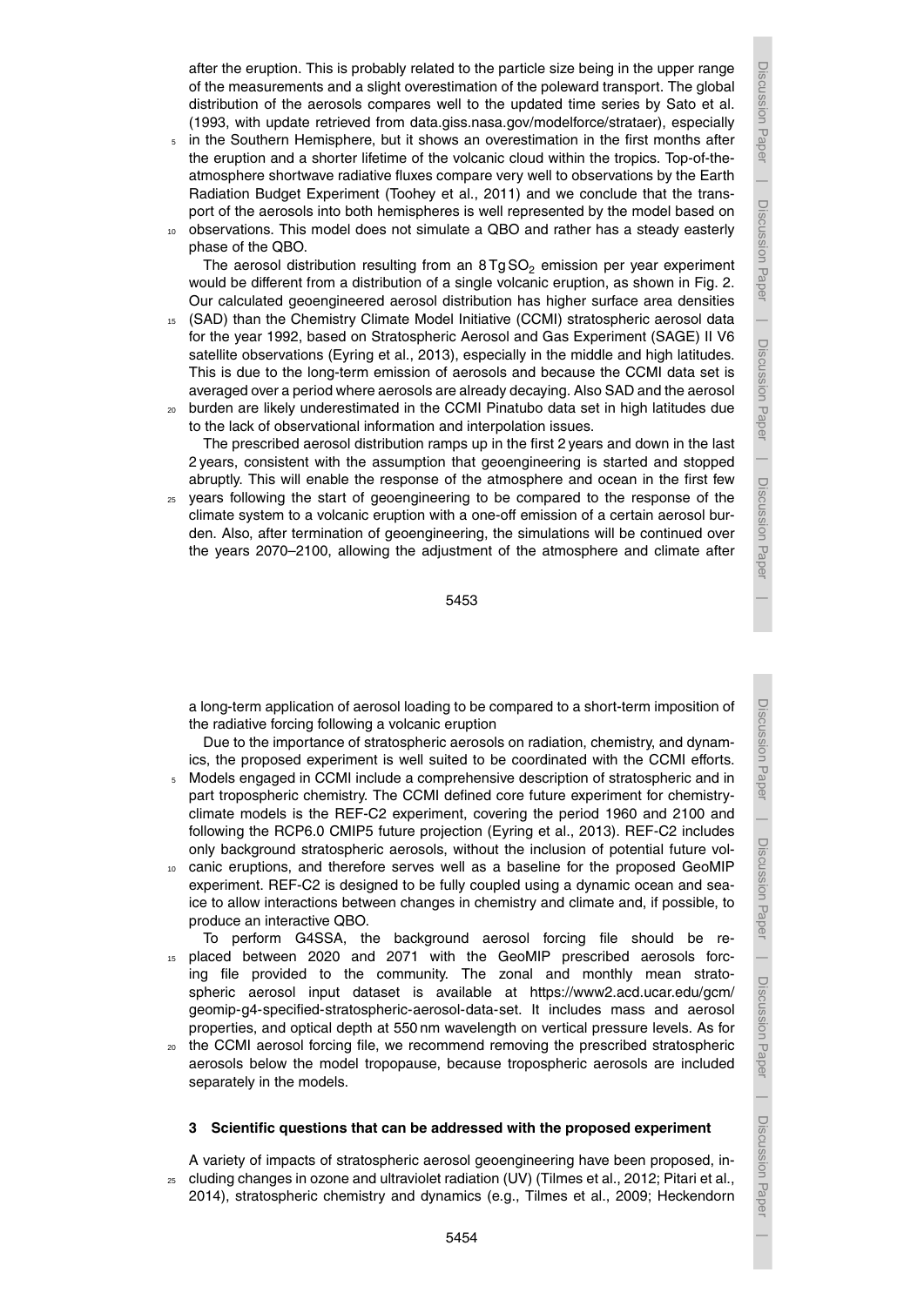after the eruption. This is probably related to the particle size being in the upper range of the measurements and a slight overestimation of the poleward transport. The global distribution of the aerosols compares well to the updated time series by Sato et al. (1993, with update retrieved from data.giss.nasa.gov/modelforce/strataer), especially in the Southern Hemisphere, but it shows an overestimation in the first months after the eruption and a shorter lifetime of the volcanic cloud within the tropics. Top-of-the-atmosphere shortwave radiative fluxes compare very well to observations by the Earth Radiation Budget Experiment (Toohey et al., 2011) and we conclude that the transport of the aerosols into both hemispheres is well represented by the model based on observations. This model does not simulate a QBO and rather has a steady easterly phase of the QBO.

The aerosol distribution resulting from an 8 Tg $SO_2$ emission per year experiment would be different from a distribution of a single volcanic eruption, as shown in Fig. 2. Our calculated geoengineered aerosol distribution has higher surface area densities (SAD) than the Chemistry Climate Model Initiative (CCMI) stratospheric aerosol data for the year 1992, based on Stratospheric Aerosol and Gas Experiment (SAGE) II V6 satellite observations (Eyring et al., 2013), especially in the middle and high latitudes. This is due to the long-term emission of aerosols and because the CCMI data set is averaged over a period where aerosols are already decaying. Also SAD and the aerosol burden are likely underestimated in the CCMI Pinatubo data set in high latitudes due to the lack of observational information and interpolation issues.

The prescribed aerosol distribution ramps up in the first 2 years and down in the last 2 years, consistent with the assumption that geoengineering is started and stopped abruptly. This will enable the response of the atmosphere and ocean in the first few years following the start of geoengineering to be compared to the response of the climate system to a volcanic eruption with a one-off emission of a certain aerosol burden. Also, after termination of geoengineering, the simulations will be continued over the years 2070–2100, allowing the adjustment of the atmosphere and climate after a long-term application of aerosol loading to be compared to a short-term imposition of the radiative forcing following a volcanic eruption

Due to the importance of stratospheric aerosols on radiation, chemistry, and dynamics, the proposed experiment is well suited to be coordinated with the CCMI efforts. Models engaged in CCMI include a comprehensive description of stratospheric and in part tropospheric chemistry. The CCMI defined core future experiment for chemistry-climate models is the REF-C2 experiment, covering the period 1960 and 2100 and following the RCP6.0 CMIP5 future projection (Eyring et al., 2013). REF-C2 includes only background stratospheric aerosols, without the inclusion of potential future volcanic eruptions, and therefore serves well as a baseline for the proposed GeoMIP experiment. REF-C2 is designed to be fully coupled using a dynamic ocean and sea-ice to allow interactions between changes in chemistry and climate and, if possible, to produce an interactive QBO.

To perform G4SSA, the background aerosol forcing file should be replaced between 2020 and 2071 with the GeoMIP prescribed aerosols forcing file provided to the community. The zonal and monthly mean stratospheric aerosol input dataset is available at https://www2.acd.ucar.edu/gcm/geomip-g4-specified-stratospheric-aerosol-data-set. It includes mass and aerosol properties, and optical depth at 550 nm wavelength on vertical pressure levels. As for the CCMI aerosol forcing file, we recommend removing the prescribed stratospheric aerosols below the model tropopause, because tropospheric aerosols are included separately in the models.

## 3 Scientific questions that can be addressed with the proposed experiment

A variety of impacts of stratospheric aerosol geoengineering have been proposed, including changes in ozone and ultraviolet radiation (UV) (Tilmes et al., 2012; Pitari et al., 2014), stratospheric chemistry and dynamics (e.g., Tilmes et al., 2009; Heckendorn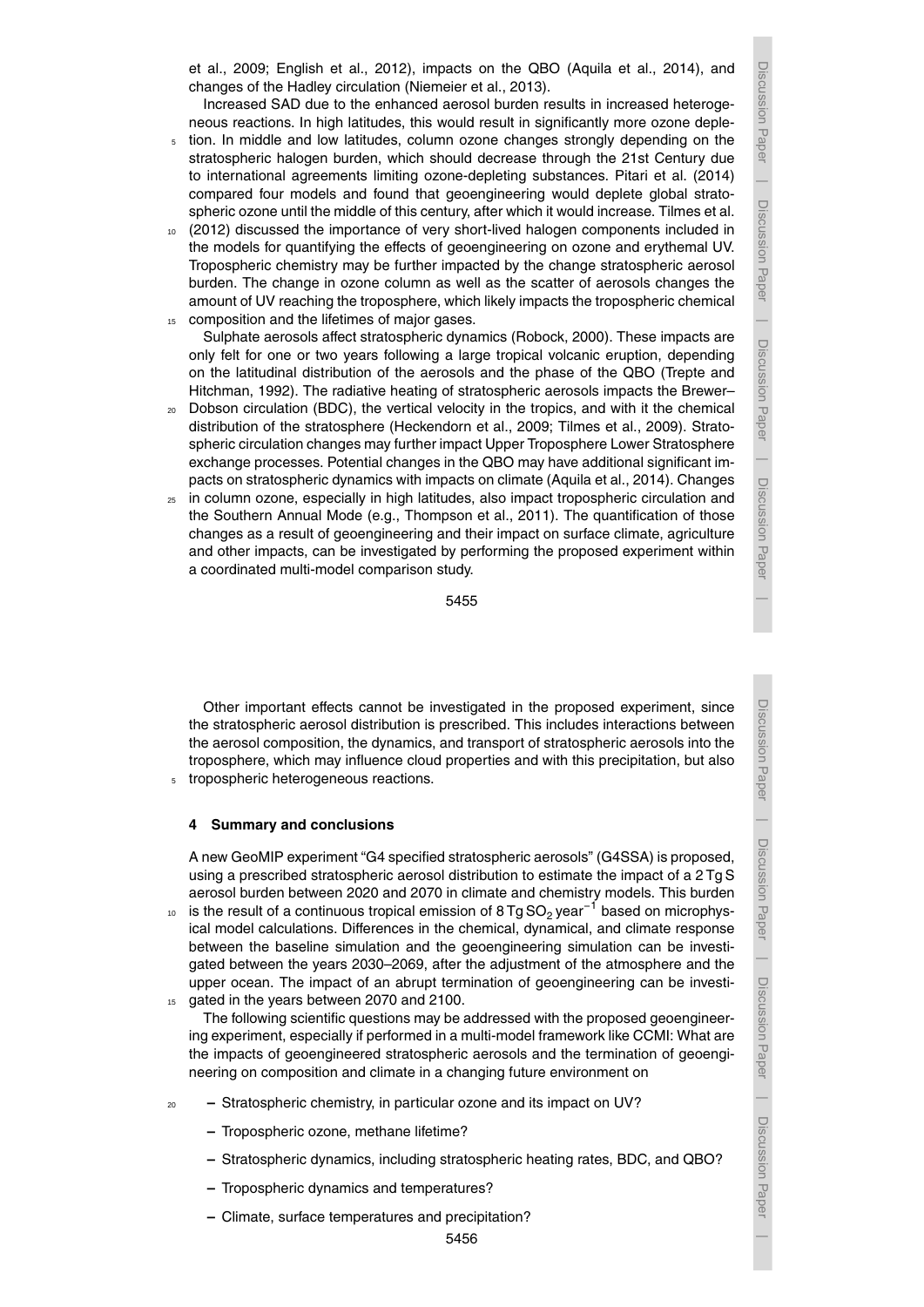et al., 2009; English et al., 2012), impacts on the QBO (Aquila et al., 2014), and changes of the Hadley circulation (Niemeier et al., 2013).

Increased SAD due to the enhanced aerosol burden results in increased heterogeneous reactions. In high latitudes, this would result in significantly more ozone depletion. In middle and low latitudes, column ozone changes strongly depending on the stratospheric halogen burden, which should decrease through the 21st Century due to international agreements limiting ozone-depleting substances. Pitari et al. (2014) compared four models and found that geoengineering would deplete global stratospheric ozone until the middle of this century, after which it would increase. Tilmes et al. (2012) discussed the importance of very short-lived halogen components included in the models for quantifying the effects of geoengineering on ozone and erythemal UV. Tropospheric chemistry may be further impacted by the change stratospheric aerosol burden. The change in ozone column as well as the scatter of aerosols changes the amount of UV reaching the troposphere, which likely impacts the tropospheric chemical composition and the lifetimes of major gases.

Sulphate aerosols affect stratospheric dynamics (Robock, 2000). These impacts are only felt for one or two years following a large tropical volcanic eruption, depending on the latitudinal distribution of the aerosols and the phase of the QBO (Trepte and Hitchman, 1992). The radiative heating of stratospheric aerosols impacts the Brewer–Dobson circulation (BDC), the vertical velocity in the tropics, and with it the chemical distribution of the stratosphere (Heckendorn et al., 2009; Tilmes et al., 2009). Stratospheric circulation changes may further impact Upper Troposphere Lower Stratosphere exchange processes. Potential changes in the QBO may have additional significant impacts on stratospheric dynamics with impacts on climate (Aquila et al., 2014). Changes in column ozone, especially in high latitudes, also impact tropospheric circulation and the Southern Annual Mode (e.g., Thompson et al., 2011). The quantification of those changes as a result of geoengineering and their impact on surface climate, agriculture and other impacts, can be investigated by performing the proposed experiment within a coordinated multi-model comparison study.

Other important effects cannot be investigated in the proposed experiment, since the stratospheric aerosol distribution is prescribed. This includes interactions between the aerosol composition, the dynamics, and transport of stratospheric aerosols into the troposphere, which may influence cloud properties and with this precipitation, but also tropospheric heterogeneous reactions.

## 4 Summary and conclusions

A new GeoMIP experiment "G4 specified stratospheric aerosols" (G4SSA) is proposed, using a prescribed stratospheric aerosol distribution to estimate the impact of a 2 Tg S aerosol burden between 2020 and 2070 in climate and chemistry models. This burden is the result of a continuous tropical emission of 8 Tg $SO_2$ $year^{-1}$ based on microphysical model calculations. Differences in the chemical, dynamical, and climate response between the baseline simulation and the geoengineering simulation can be investigated between the years 2030–2069, after the adjustment of the atmosphere and the upper ocean. The impact of an abrupt termination of geoengineering can be investigated in the years between 2070 and 2100.

The following scientific questions may be addressed with the proposed geoengineering experiment, especially if performed in a multi-model framework like CCMI: What are the impacts of geoengineered stratospheric aerosols and the termination of geoengineering on composition and climate in a changing future environment on

- Stratospheric chemistry, in particular ozone and its impact on UV?
- Tropospheric ozone, methane lifetime?
- Stratospheric dynamics, including stratospheric heating rates, BDC, and QBO?
- Tropospheric dynamics and temperatures?
- Climate, surface temperatures and precipitation?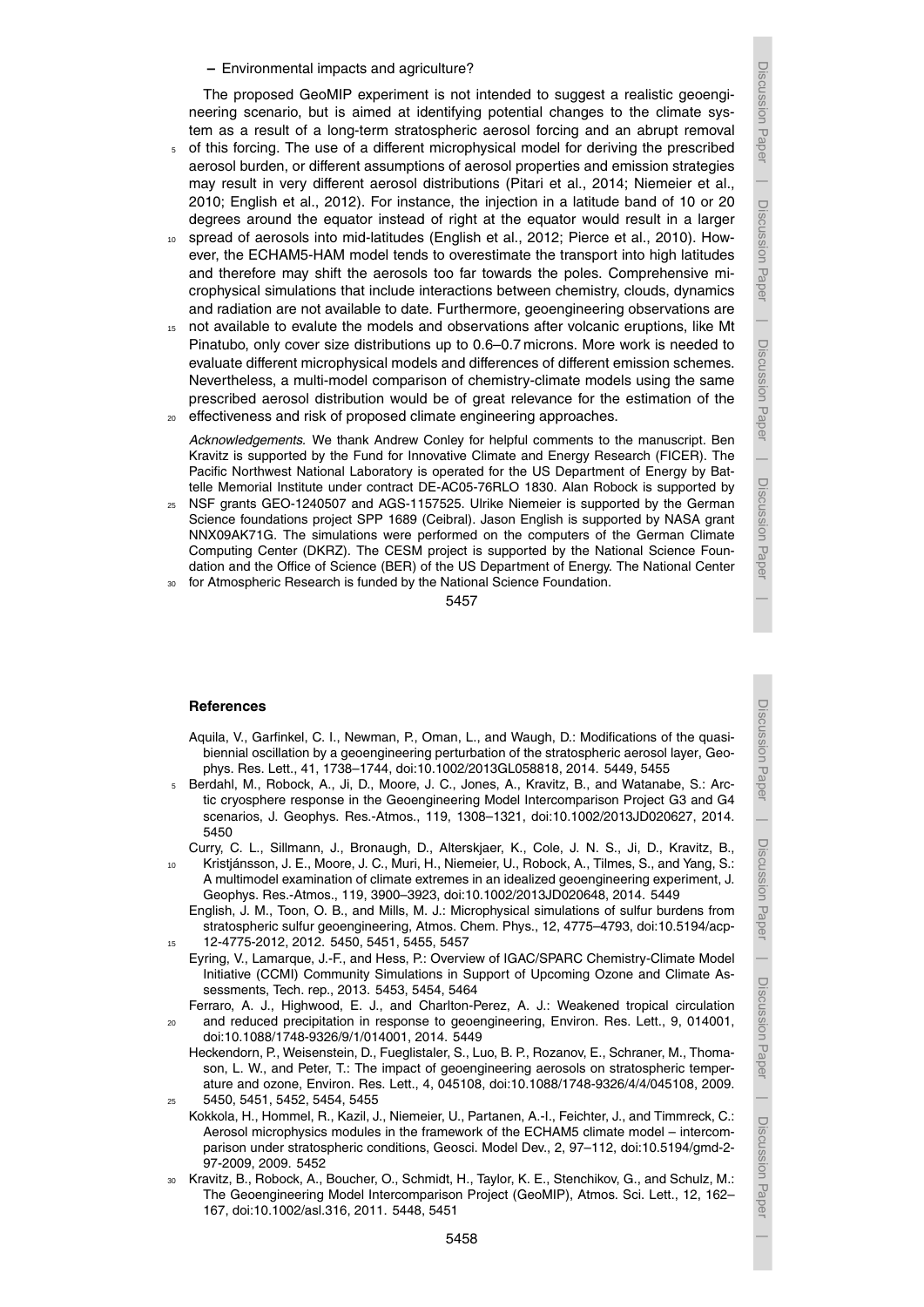– Environmental impacts and agriculture?

The proposed GeoMIP experiment is not intended to suggest a realistic geoengineering scenario, but is aimed at identifying potential changes to the climate system as a result of a long-term stratospheric aerosol forcing and an abrupt removal of this forcing. The use of a different microphysical model for deriving the prescribed aerosol burden, or different assumptions of aerosol properties and emission strategies may result in very different aerosol distributions (Pitari et al., 2014; Niemeier et al., 2010; English et al., 2012). For instance, the injection in a latitude band of 10 or 20 degrees around the equator instead of right at the equator would result in a larger spread of aerosols into mid-latitudes (English et al., 2012; Pierce et al., 2010). However, the ECHAM5-HAM model tends to overestimate the transport into high latitudes and therefore may shift the aerosols too far towards the poles. Comprehensive microphysical simulations that include interactions between chemistry, clouds, dynamics and radiation are not available to date. Furthermore, geoengineering observations are not available to evalute the models and observations after volcanic eruptions, like Mt Pinatubo, only cover size distributions up to 0.6–0.7 microns. More work is needed to evaluate different microphysical models and differences of different emission schemes. Nevertheless, a multi-model comparison of chemistry-climate models using the same prescribed aerosol distribution would be of great relevance for the estimation of the effectiveness and risk of proposed climate engineering approaches.

*Acknowledgements.* We thank Andrew Conley for helpful comments to the manuscript. Ben Kravitz is supported by the Fund for Innovative Climate and Energy Research (FICER). The Pacific Northwest National Laboratory is operated for the US Department of Energy by Battelle Memorial Institute under contract DE-AC05-76RLO 1830. Alan Robock is supported by NSF grants GEO-1240507 and AGS-1157525. Ulrike Niemeier is supported by the German Science foundations project SPP 1689 (Ceibral). Jason English is supported by NASA grant NNX09AK71G. The simulations were performed on the computers of the German Climate Computing Center (DKRZ). The CESM project is supported by the National Science Foundation and the Office of Science (BER) of the US Department of Energy. The National Center for Atmospheric Research is funded by the National Science Foundation.

## References

Aquila, V., Garfinkel, C. I., Newman, P., Oman, L., and Waugh, D.: Modifications of the quasi-biennial oscillation by a geoengineering perturbation of the stratospheric aerosol layer, Geophys. Res. Lett., 41, 1738–1744, doi:10.1002/2013GL058818, 2014. 5449, 5455

Berdahl, M., Robock, A., Ji, D., Moore, J. C., Jones, A., Kravitz, B., and Watanabe, S.: Arctic cryosphere response in the Geoengineering Model Intercomparison Project G3 and G4 scenarios, J. Geophys. Res.-Atmos., 119, 1308–1321, doi:10.1002/2013JD020627, 2014. 5450

Curry, C. L., Sillmann, J., Bronaugh, D., Alterskjaer, K., Cole, J. N. S., Ji, D., Kravitz, B., Kristjánsson, J. E., Moore, J. C., Muri, H., Niemeier, U., Robock, A., Tilmes, S., and Yang, S.: A multimodel examination of climate extremes in an idealized geoengineering experiment, J. Geophys. Res.-Atmos., 119, 3900–3923, doi:10.1002/2013JD020648, 2014. 5449

English, J. M., Toon, O. B., and Mills, M. J.: Microphysical simulations of sulfur burdens from stratospheric sulfur geoengineering, Atmos. Chem. Phys., 12, 4775–4793, doi:10.5194/acp-12-4775-2012, 2012. 5450, 5451, 5455, 5457

Eyring, V., Lamarque, J.-F., and Hess, P.: Overview of IGAC/SPARC Chemistry-Climate Model Initiative (CCMI) Community Simulations in Support of Upcoming Ozone and Climate Assessments, Tech. rep., 2013. 5453, 5454, 5464

Ferraro, A. J., Highwood, E. J., and Charlton-Perez, A. J.: Weakened tropical circulation and reduced precipitation in response to geoengineering, Environ. Res. Lett., 9, 014001, doi:10.1088/1748-9326/9/1/014001, 2014. 5449

Heckendorn, P., Weisenstein, D., Fueglistaler, S., Luo, B. P., Rozanov, E., Schraner, M., Thomason, L. W., and Peter, T.: The impact of geoengineering aerosols on stratospheric temperature and ozone, Environ. Res. Lett., 4, 045108, doi:10.1088/1748-9326/4/4/045108, 2009. 5450, 5451, 5452, 5454, 5455

Kokkola, H., Hommel, R., Kazil, J., Niemeier, U., Partanen, A.-I., Feichter, J., and Timmreck, C.: Aerosol microphysics modules in the framework of the ECHAM5 climate model – intercomparison under stratospheric conditions, Geosci. Model Dev., 2, 97–112, doi:10.5194/gmd-2-97-2009, 2009. 5452

Kravitz, B., Robock, A., Boucher, O., Schmidt, H., Taylor, K. E., Stenchikov, G., and Schulz, M.: The Geoengineering Model Intercomparison Project (GeoMIP), Atmos. Sci. Lett., 12, 162–167, doi:10.1002/asl.316, 2011. 5448, 5451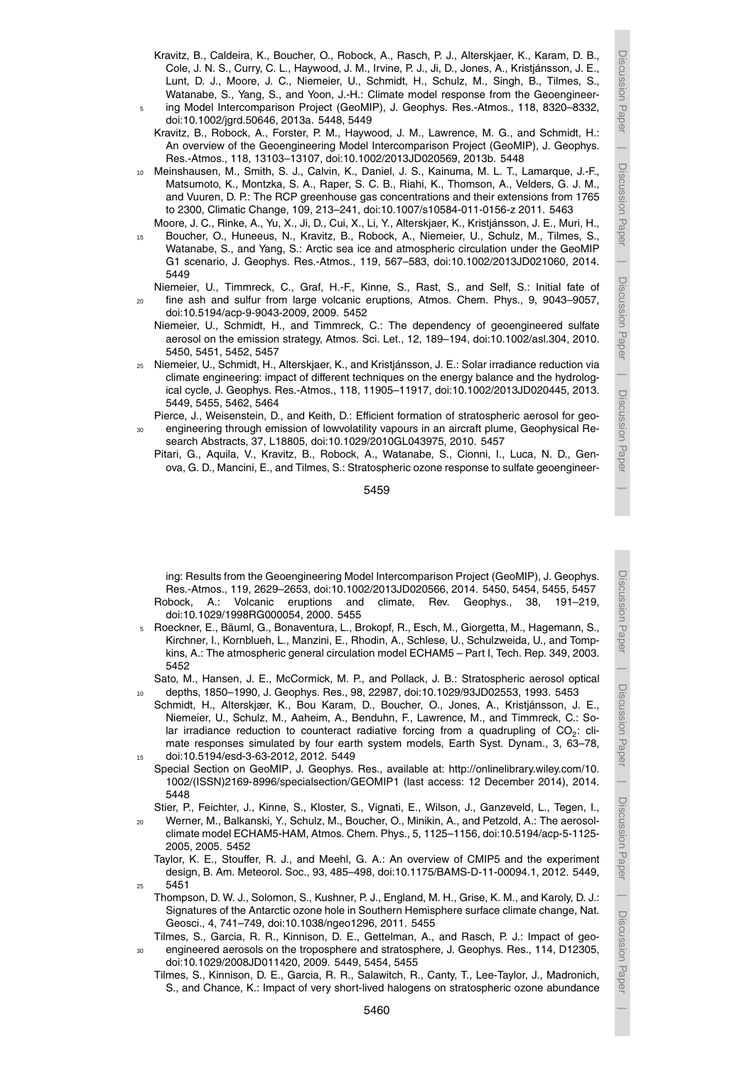Kravitz, B., Caldeira, K., Boucher, O., Robock, A., Rasch, P. J., Alterskjaer, K., Karam, D. B., Cole, J. N. S., Curry, C. L., Haywood, J. M., Irvine, P. J., Ji, D., Jones, A., Kristjánsson, J. E., Lunt, D. J., Moore, J. C., Niemeier, U., Schmidt, H., Schulz, M., Singh, B., Tilmes, S., Watanabe, S., Yang, S., and Yoon, J.-H.: Climate model response from the Geoengineering Model Intercomparison Project (GeoMIP), J. Geophys. Res.-Atmos., 118, 8320–8332, doi:10.1002/jgrd.50646, 2013a. 5448, 5449

Kravitz, B., Robock, A., Forster, P. M., Haywood, J. M., Lawrence, M. G., and Schmidt, H.: An overview of the Geoengineering Model Intercomparison Project (GeoMIP), J. Geophys. Res.-Atmos., 118, 13103–13107, doi:10.1002/2013JD020569, 2013b. 5448

Meinshausen, M., Smith, S. J., Calvin, K., Daniel, J. S., Kainuma, M. L. T., Lamarque, J.-F., Matsumoto, K., Montzka, S. A., Raper, S. C. B., Riahi, K., Thomson, A., Velders, G. J. M., and Vuuren, D. P.: The RCP greenhouse gas concentrations and their extensions from 1765 to 2300, Climatic Change, 109, 213–241, doi:10.1007/s10584-011-0156-z 2011. 5463

Moore, J. C., Rinke, A., Yu, X., Ji, D., Cui, X., Li, Y., Alterskjaer, K., Kristjánsson, J. E., Muri, H., Boucher, O., Huneeus, N., Kravitz, B., Robock, A., Niemeier, U., Schulz, M., Tilmes, S., Watanabe, S., and Yang, S.: Arctic sea ice and atmospheric circulation under the GeoMIP G1 scenario, J. Geophys. Res.-Atmos., 119, 567–583, doi:10.1002/2013JD021060, 2014. 5449

Niemeier, U., Timmreck, C., Graf, H.-F., Kinne, S., Rast, S., and Self, S.: Initial fate of fine ash and sulfur from large volcanic eruptions, Atmos. Chem. Phys., 9, 9043–9057, doi:10.5194/acp-9-9043-2009, 2009. 5452

Niemeier, U., Schmidt, H., and Timmreck, C.: The dependency of geoengineered sulfate aerosol on the emission strategy, Atmos. Sci. Let., 12, 189–194, doi:10.1002/asl.304, 2010. 5450, 5451, 5452, 5457

Niemeier, U., Schmidt, H., Alterskjaer, K., and Kristjánsson, J. E.: Solar irradiance reduction via climate engineering: impact of different techniques on the energy balance and the hydrological cycle, J. Geophys. Res.-Atmos., 118, 11905–11917, doi:10.1002/2013JD020445, 2013. 5449, 5455, 5462, 5464

Pierce, J., Weisenstein, D., and Keith, D.: Efficient formation of stratospheric aerosol for geoengineering through emission of lowvolatility vapours in an aircraft plume, Geophysical Research Abstracts, 37, L18805, doi:10.1029/2010GL043975, 2010. 5457

Pitari, G., Aquila, V., Kravitz, B., Robock, A., Watanabe, S., Cionni, I., Luca, N. D., Genova, G. D., Mancini, E., and Tilmes, S.: Stratospheric ozone response to sulfate geoengineering: Results from the Geoengineering Model Intercomparison Project (GeoMIP), J. Geophys. Res.-Atmos., 119, 2629–2653, doi:10.1002/2013JD020566, 2014. 5450, 5454, 5455, 5457

Robock, A.: Volcanic eruptions and climate, Rev. Geophys., 38, 191–219, doi:10.1029/1998RG000054, 2000. 5455

Roeckner, E., Bäuml, G., Bonaventura, L., Brokopf, R., Esch, M., Giorgetta, M., Hagemann, S., Kirchner, I., Kornblueh, L., Manzini, E., Rhodin, A., Schlese, U., Schulzweida, U., and Tompkins, A.: The atmospheric general circulation model ECHAM5 – Part I, Tech. Rep. 349, 2003. 5452

Sato, M., Hansen, J. E., McCormick, M. P., and Pollack, J. B.: Stratospheric aerosol optical depths, 1850–1990, J. Geophys. Res., 98, 22987, doi:10.1029/93JD02553, 1993. 5453

Schmidt, H., Alterskjær, K., Bou Karam, D., Boucher, O., Jones, A., Kristjánsson, J. E., Niemeier, U., Schulz, M., Aaheim, A., Benduhn, F., Lawrence, M., and Timmreck, C.: Solar irradiance reduction to counteract radiative forcing from a quadrupling of $CO_2$: climate responses simulated by four earth system models, Earth Syst. Dynam., 3, 63–78, doi:10.5194/esd-3-63-2012, 2012. 5449

Special Section on GeoMIP, J. Geophys. Res., available at: http://onlinelibrary.wiley.com/10.1002/(ISSN)2169-8996/specialsection/GEOMIP1 (last access: 12 December 2014), 2014. 5448

Stier, P., Feichter, J., Kinne, S., Kloster, S., Vignati, E., Wilson, J., Ganzeveld, L., Tegen, I., Werner, M., Balkanski, Y., Schulz, M., Boucher, O., Minikin, A., and Petzold, A.: The aerosol-climate model ECHAM5-HAM, Atmos. Chem. Phys., 5, 1125–1156, doi:10.5194/acp-5-1125-2005, 2005. 5452

Taylor, K. E., Stouffer, R. J., and Meehl, G. A.: An overview of CMIP5 and the experiment design, B. Am. Meteorol. Soc., 93, 485–498, doi:10.1175/BAMS-D-11-00094.1, 2012. 5449, 5451

Thompson, D. W. J., Solomon, S., Kushner, P. J., England, M. H., Grise, K. M., and Karoly, D. J.: Signatures of the Antarctic ozone hole in Southern Hemisphere surface climate change, Nat. Geosci., 4, 741–749, doi:10.1038/ngeo1296, 2011. 5455

Tilmes, S., Garcia, R. R., Kinnison, D. E., Gettelman, A., and Rasch, P. J.: Impact of geoengineered aerosols on the troposphere and stratosphere, J. Geophys. Res., 114, D12305, doi:10.1029/2008JD011420, 2009. 5449, 5454, 5455

Tilmes, S., Kinnison, D. E., Garcia, R. R., Salawitch, R., Canty, T., Lee-Taylor, J., Madronich, S., and Chance, K.: Impact of very short-lived halogens on stratospheric ozone abundance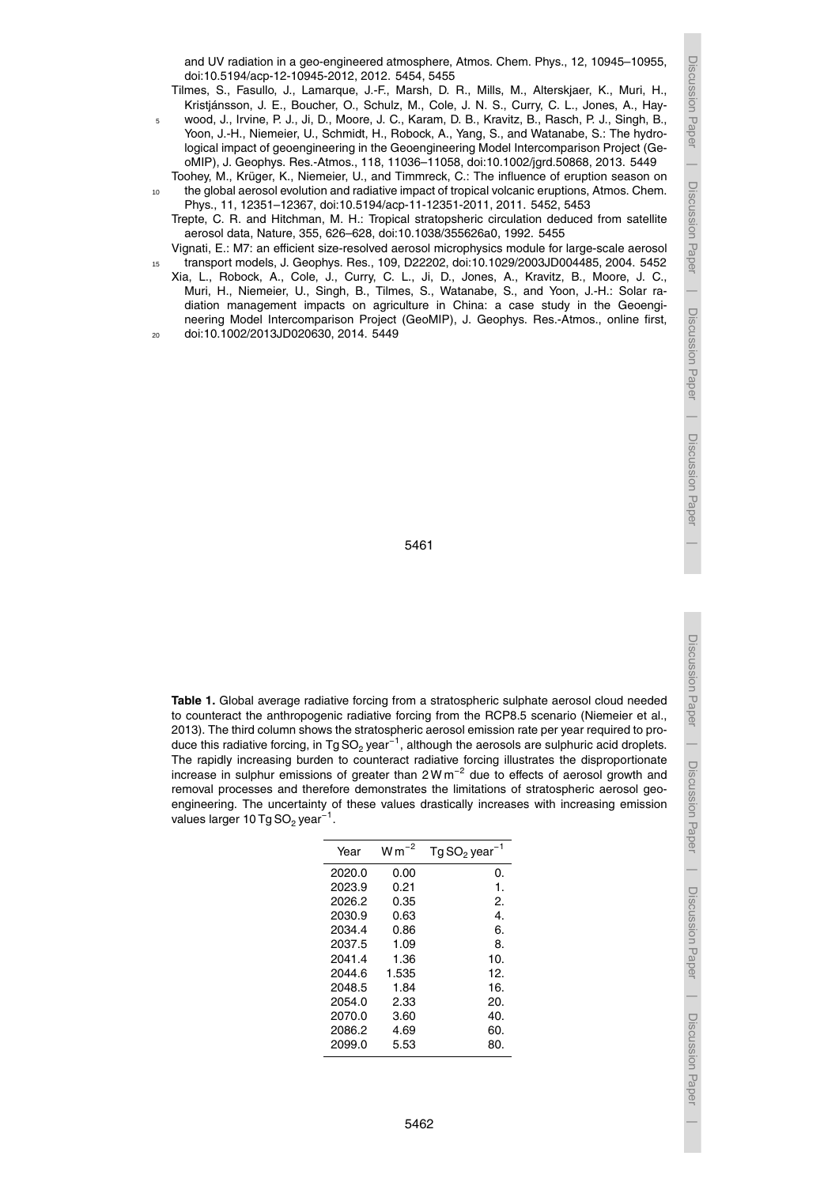and UV radiation in a geo-engineered atmosphere, Atmos. Chem. Phys., 12, 10945–10955, doi:10.5194/acp-12-10945-2012, 2012. 5454, 5455

Tilmes, S., Fasullo, J., Lamarque, J.-F., Marsh, D. R., Mills, M., Alterskjaer, K., Muri, H., Kristjánsson, J. E., Boucher, O., Schulz, M., Cole, J. N. S., Curry, C. L., Jones, A., Haywood, J., Irvine, P. J., Ji, D., Moore, J. C., Karam, D. B., Kravitz, B., Rasch, P. J., Singh, B., Yoon, J.-H., Niemeier, U., Schmidt, H., Robock, A., Yang, S., and Watanabe, S.: The hydrological impact of geoengineering in the Geoengineering Model Intercomparison Project (GeoMIP), J. Geophys. Res.-Atmos., 118, 11036–11058, doi:10.1002/jgrd.50868, 2013. 5449

Toohey, M., Krüger, K., Niemeier, U., and Timmreck, C.: The influence of eruption season on the global aerosol evolution and radiative impact of tropical volcanic eruptions, Atmos. Chem. Phys., 11, 12351–12367, doi:10.5194/acp-11-12351-2011, 2011. 5452, 5453

Trepte, C. R. and Hitchman, M. H.: Tropical stratopsheric circulation deduced from satellite aerosol data, Nature, 355, 626–628, doi:10.1038/355626a0, 1992. 5455

Vignati, E.: M7: an efficient size-resolved aerosol microphysics module for large-scale aerosol transport models, J. Geophys. Res., 109, D22202, doi:10.1029/2003JD004485, 2004. 5452

Xia, L., Robock, A., Cole, J., Curry, C. L., Ji, D., Jones, A., Kravitz, B., Moore, J. C., Muri, H., Niemeier, U., Singh, B., Tilmes, S., Watanabe, S., and Yoon, J.-H.: Solar radiation management impacts on agriculture in China: a case study in the Geoengineering Model Intercomparison Project (GeoMIP), J. Geophys. Res.-Atmos., online first, doi:10.1002/2013JD020630, 2014. 5449

**Table 1.** Global average radiative forcing from a stratospheric sulphate aerosol cloud needed to counteract the anthropogenic radiative forcing from the RCP8.5 scenario (Niemeier et al., 2013). The third column shows the stratospheric aerosol emission rate per year required to produce this radiative forcing, in $Tg\,SO_2\,year^{-1}$, although the aerosols are sulphuric acid droplets. The rapidly increasing burden to counteract radiative forcing illustrates the disproportionate increase in sulphur emissions of greater than $2\,W\,m^{-2}$ due to effects of aerosol growth and removal processes and therefore demonstrates the limitations of stratospheric aerosol geoengineering. The uncertainty of these values drastically increases with increasing emission values larger $10\,Tg\,SO_2\,year^{-1}$.

| Year | $W\,m^{-2}$ | $Tg\,SO_2\,year^{-1}$ |
|---|---|---|
| 2020.0 | 0.00 | 0. |
| 2023.9 | 0.21 | 1. |
| 2026.2 | 0.35 | 2. |
| 2030.9 | 0.63 | 4. |
| 2034.4 | 0.86 | 6. |
| 2037.5 | 1.09 | 8. |
| 2041.4 | 1.36 | 10. |
| 2044.6 | 1.535 | 12. |
| 2048.5 | 1.84 | 16. |
| 2054.0 | 2.33 | 20. |
| 2070.0 | 3.60 | 40. |
| 2086.2 | 4.69 | 60. |
| 2099.0 | 5.53 | 80. |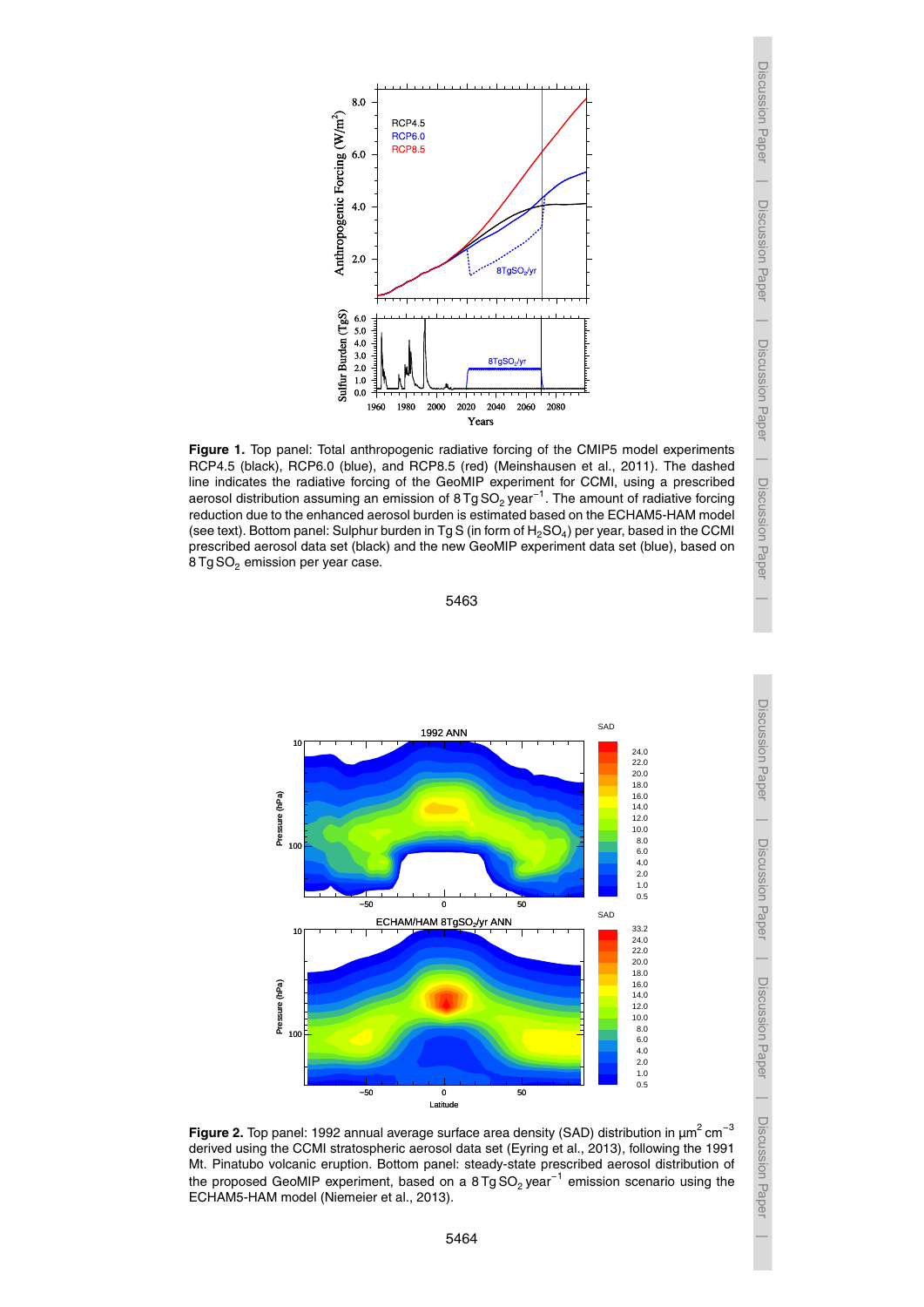Anthropogenic Forcing (W/m$^2$)

8.0

6.0

4.0

2.0

RCP4.5

RCP6.0

RCP8.5

8TgSO$_2$/yr

Sulfur Burden (TgS)

6.0
5.0
4.0
3.0
2.0
1.0
0.0

8TgSO$_2$/yr

1960 1980 2000 2020 2040 2060 2080

Years

**Figure 1.** Top panel: Total anthropogenic radiative forcing of the CMIP5 model experiments RCP4.5 (black), RCP6.0 (blue), and RCP8.5 (red) (Meinshausen et al., 2011). The dashed line indicates the radiative forcing of the GeoMIP experiment for CCMI, using a prescribed aerosol distribution assuming an emission of 8 Tg $SO_2$ year$^{-1}$. The amount of radiative forcing reduction due to the enhanced aerosol burden is estimated based on the ECHAM5-HAM model (see text). Bottom panel: Sulphur burden in Tg S (in form of $H_2SO_4$) per year, based in the CCMI prescribed aerosol data set (black) and the new GeoMIP experiment data set (blue), based on 8 Tg $SO_2$ emission per year case.

1992 ANN

SAD

Pressure (hPa)

10

100

−50 0 50

24.0
22.0
20.0
18.0
16.0
14.0
12.0
10.0
8.0
6.0
4.0
2.0
1.0
0.5

ECHAM/HAM 8TgSO$_2$/yr ANN

SAD

Pressure (hPa)

10

100

−50 0 50

Latitude

33.2
24.0
22.0
20.0
18.0
16.0
14.0
12.0
10.0
8.0
6.0
4.0
2.0
1.0
0.5

**Figure 2.** Top panel: 1992 annual average surface area density (SAD) distribution in µm$^2$ cm$^{-3}$ derived using the CCMI stratospheric aerosol data set (Eyring et al., 2013), following the 1991 Mt. Pinatubo volcanic eruption. Bottom panel: steady-state prescribed aerosol distribution of the proposed GeoMIP experiment, based on a 8 Tg $SO_2$ year$^{-1}$ emission scenario using the ECHAM5-HAM model (Niemeier et al., 2013).